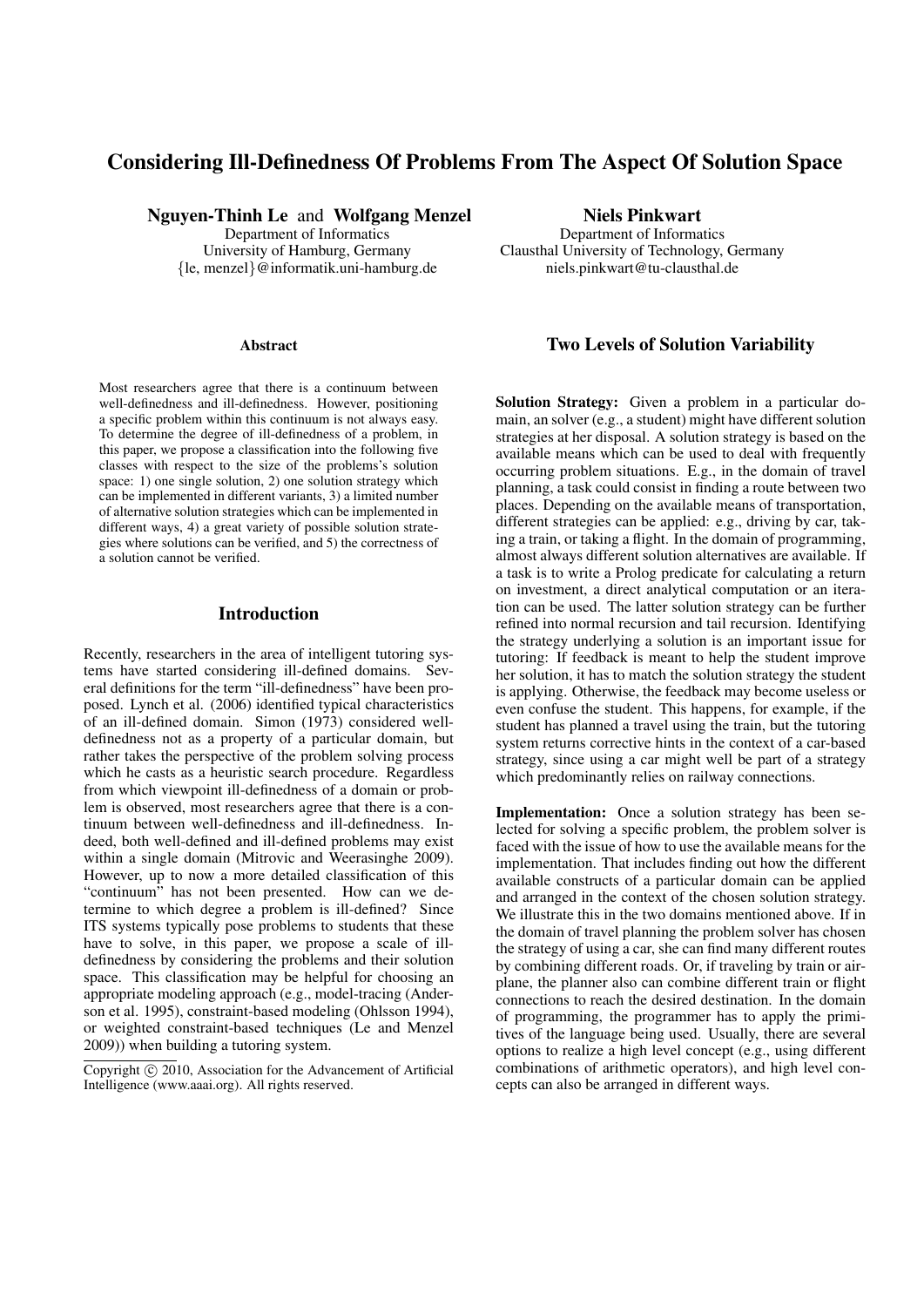# Considering Ill-Definedness Of Problems From The Aspect Of Solution Space

**Nguyen-Thinh Le** and **Wolfgang Menzel**
Department of Informatics
University of Hamburg, Germany
{le, menzel}@informatik.uni-hamburg.de

**Niels Pinkwart**
Department of Informatics
Clausthal University of Technology, Germany
niels.pinkwart@tu-clausthal.de

### Abstract

Most researchers agree that there is a continuum between well-definedness and ill-definedness. However, positioning a specific problem within this continuum is not always easy. To determine the degree of ill-definedness of a problem, in this paper, we propose a classification into the following five classes with respect to the size of the problems's solution space: 1) one single solution, 2) one solution strategy which can be implemented in different variants, 3) a limited number of alternative solution strategies which can be implemented in different ways, 4) a great variety of possible solution strategies where solutions can be verified, and 5) the correctness of a solution cannot be verified.

## Introduction

Recently, researchers in the area of intelligent tutoring systems have started considering ill-defined domains. Several definitions for the term "ill-definedness" have been proposed. Lynch et al. (2006) identified typical characteristics of an ill-defined domain. Simon (1973) considered well-definedness not as a property of a particular domain, but rather takes the perspective of the problem solving process which he casts as a heuristic search procedure. Regardless from which viewpoint ill-definedness of a domain or problem is observed, most researchers agree that there is a continuum between well-definedness and ill-definedness. Indeed, both well-defined and ill-defined problems may exist within a single domain (Mitrovic and Weerasinghe 2009). However, up to now a more detailed classification of this "continuum" has not been presented. How can we determine to which degree a problem is ill-defined? Since ITS systems typically pose problems to students that these have to solve, in this paper, we propose a scale of ill-definedness by considering the problems and their solution space. This classification may be helpful for choosing an appropriate modeling approach (e.g., model-tracing (Anderson et al. 1995), constraint-based modeling (Ohlsson 1994), or weighted constraint-based techniques (Le and Menzel 2009)) when building a tutoring system.

Copyright © 2010, Association for the Advancement of Artificial Intelligence (www.aaai.org). All rights reserved.

## Two Levels of Solution Variability

**Solution Strategy:** Given a problem in a particular domain, an solver (e.g., a student) might have different solution strategies at her disposal. A solution strategy is based on the available means which can be used to deal with frequently occurring problem situations. E.g., in the domain of travel planning, a task could consist in finding a route between two places. Depending on the available means of transportation, different strategies can be applied: e.g., driving by car, taking a train, or taking a flight. In the domain of programming, almost always different solution alternatives are available. If a task is to write a Prolog predicate for calculating a return on investment, a direct analytical computation or an iteration can be used. The latter solution strategy can be further refined into normal recursion and tail recursion. Identifying the strategy underlying a solution is an important issue for tutoring: If feedback is meant to help the student improve her solution, it has to match the solution strategy the student is applying. Otherwise, the feedback may become useless or even confuse the student. This happens, for example, if the student has planned a travel using the train, but the tutoring system returns corrective hints in the context of a car-based strategy, since using a car might well be part of a strategy which predominantly relies on railway connections.

**Implementation:** Once a solution strategy has been selected for solving a specific problem, the problem solver is faced with the issue of how to use the available means for the implementation. That includes finding out how the different available constructs of a particular domain can be applied and arranged in the context of the chosen solution strategy. We illustrate this in the two domains mentioned above. If in the domain of travel planning the problem solver has chosen the strategy of using a car, she can find many different routes by combining different roads. Or, if traveling by train or airplane, the planner also can combine different train or flight connections to reach the desired destination. In the domain of programming, the programmer has to apply the primitives of the language being used. Usually, there are several options to realize a high level concept (e.g., using different combinations of arithmetic operators), and high level concepts can also be arranged in different ways.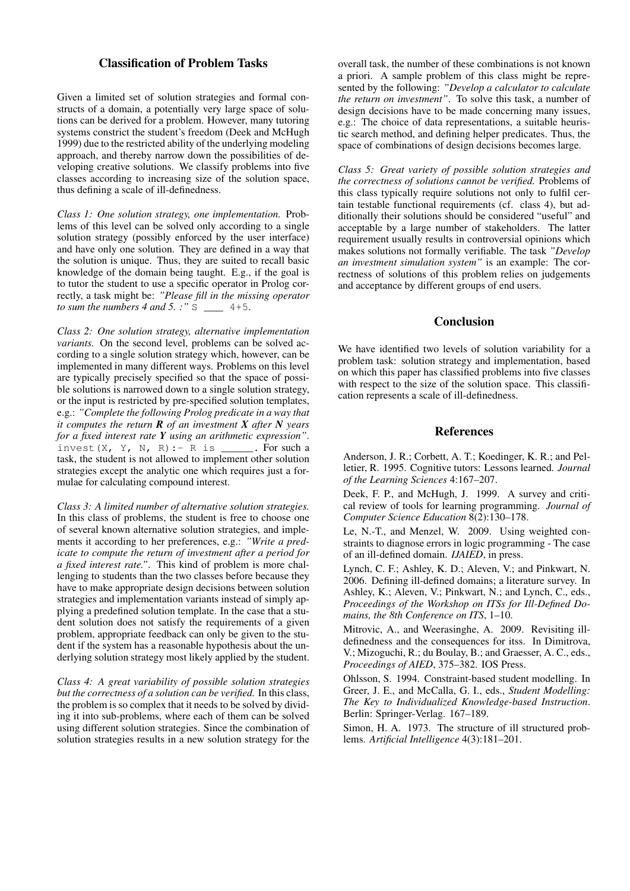## Classification of Problem Tasks

Given a limited set of solution strategies and formal constructs of a domain, a potentially very large space of solutions can be derived for a problem. However, many tutoring systems constrict the student's freedom (Deek and McHugh 1999) due to the restricted ability of the underlying modeling approach, and thereby narrow down the possibilities of developing creative solutions. We classify problems into five classes according to increasing size of the solution space, thus defining a scale of ill-definedness.

*Class 1: One solution strategy, one implementation.* Problems of this level can be solved only according to a single solution strategy (possibly enforced by the user interface) and have only one solution. They are defined in a way that the solution is unique. Thus, they are suited to recall basic knowledge of the domain being taught. E.g., if the goal is to tutor the student to use a specific operator in Prolog correctly, a task might be: *"Please fill in the missing operator to sum the numbers 4 and 5. :"* `S ___ 4+5`.

*Class 2: One solution strategy, alternative implementation variants.* On the second level, problems can be solved according to a single solution strategy which, however, can be implemented in many different ways. Problems on this level are typically precisely specified so that the space of possible solutions is narrowed down to a single solution strategy, or the input is restricted by pre-specified solution templates, e.g.: *"Complete the following Prolog predicate in a way that it computes the return **R** of an investment **X** after **N** years for a fixed interest rate **Y** using an arithmetic expression"*. `invest(X, Y, N, R):- R is ______.` For such a task, the student is not allowed to implement other solution strategies except the analytic one which requires just a formulae for calculating compound interest.

*Class 3: A limited number of alternative solution strategies.* In this class of problems, the student is free to choose one of several known alternative solution strategies, and implements it according to her preferences, e.g.: *"Write a predicate to compute the return of investment after a period for a fixed interest rate."*. This kind of problem is more challenging to students than the two classes before because they have to make appropriate design decisions between solution strategies and implementation variants instead of simply applying a predefined solution template. In the case that a student solution does not satisfy the requirements of a given problem, appropriate feedback can only be given to the student if the system has a reasonable hypothesis about the underlying solution strategy most likely applied by the student.

*Class 4: A great variability of possible solution strategies but the correctness of a solution can be verified.* In this class, the problem is so complex that it needs to be solved by dividing it into sub-problems, where each of them can be solved using different solution strategies. Since the combination of solution strategies results in a new solution strategy for the overall task, the number of these combinations is not known a priori. A sample problem of this class might be represented by the following: *"Develop a calculator to calculate the return on investment"*. To solve this task, a number of design decisions have to be made concerning many issues, e.g.: The choice of data representations, a suitable heuristic search method, and defining helper predicates. Thus, the space of combinations of design decisions becomes large.

*Class 5: Great variety of possible solution strategies and the correctness of solutions cannot be verified.* Problems of this class typically require solutions not only to fulfil certain testable functional requirements (cf. class 4), but additionally their solutions should be considered "useful" and acceptable by a large number of stakeholders. The latter requirement usually results in controversial opinions which makes solutions not formally verifiable. The task *"Develop an investment simulation system"* is an example: The correctness of solutions of this problem relies on judgements and acceptance by different groups of end users.

## Conclusion

We have identified two levels of solution variability for a problem task: solution strategy and implementation, based on which this paper has classified problems into five classes with respect to the size of the solution space. This classification represents a scale of ill-definedness.

## References

Anderson, J. R.; Corbett, A. T.; Koedinger, K. R.; and Pelletier, R. 1995. Cognitive tutors: Lessons learned. *Journal of the Learning Sciences* 4:167–207.

Deek, F. P., and McHugh, J. 1999. A survey and critical review of tools for learning programming. *Journal of Computer Science Education* 8(2):130–178.

Le, N.-T., and Menzel, W. 2009. Using weighted constraints to diagnose errors in logic programming - The case of an ill-defined domain. *IJAIED*, in press.

Lynch, C. F.; Ashley, K. D.; Aleven, V.; and Pinkwart, N. 2006. Defining ill-defined domains; a literature survey. In Ashley, K.; Aleven, V.; Pinkwart, N.; and Lynch, C., eds., *Proceedings of the Workshop on ITSs for Ill-Defined Domains, the 8th Conference on ITS*, 1–10.

Mitrovic, A., and Weerasinghe, A. 2009. Revisiting ill-definedness and the consequences for itss. In Dimitrova, V.; Mizoguchi, R.; du Boulay, B.; and Graesser, A. C., eds., *Proceedings of AIED*, 375–382. IOS Press.

Ohlsson, S. 1994. Constraint-based student modelling. In Greer, J. E., and McCalla, G. I., eds., *Student Modelling: The Key to Individualized Knowledge-based Instruction*. Berlin: Springer-Verlag. 167–189.

Simon, H. A. 1973. The structure of ill structured problems. *Artificial Intelligence* 4(3):181–201.